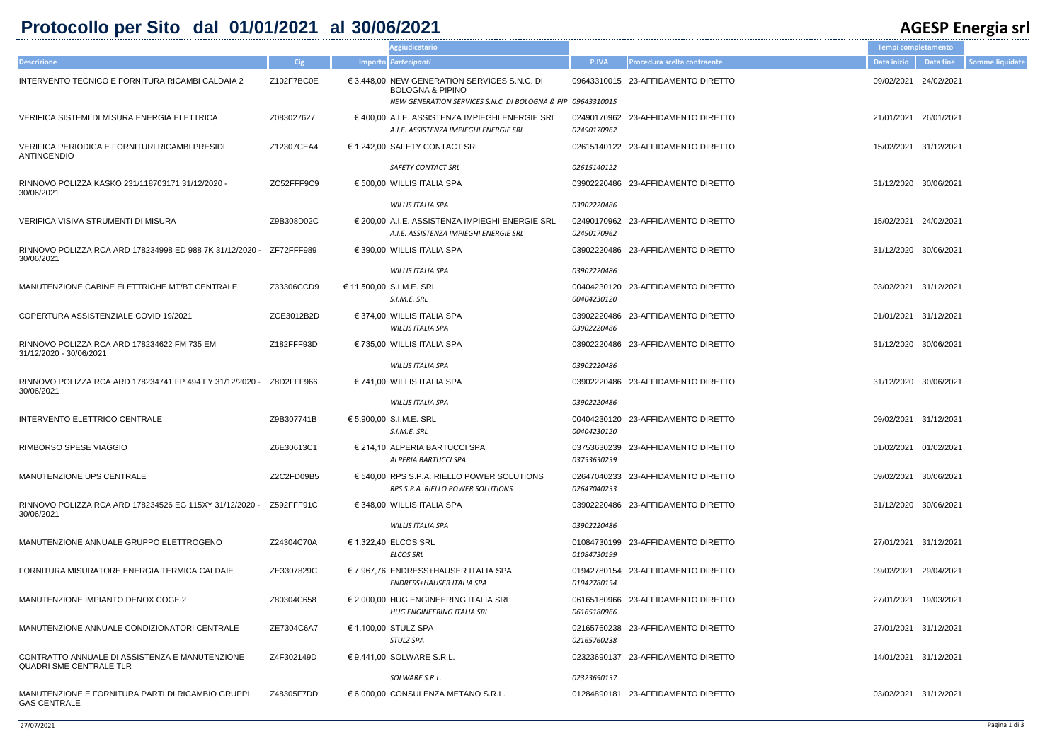# Protocollo per Sito dal 01/01/2021 al 30/06/2021

**AGESP Energia srl**

| Descrizione | Cig | Importo | Aggiudicatario / *Partecipanti* | P.IVA | Procedura scelta contraente | Data inizio | Data fine | Somme liquidate |
|---|---|---|---|---|---|---|---|---|
| INTERVENTO TECNICO E FORNITURA RICAMBI CALDAIA 2 | Z102F7BC0E | € 3.448,00 | NEW GENERATION SERVICES S.N.C. DI BOLOGNA & PIPINO<br>*NEW GENERATION SERVICES S.N.C. DI BOLOGNA & PIP* | 09643310015<br>*09643310015* | 23-AFFIDAMENTO DIRETTO | 09/02/2021 | 24/02/2021 | |
| VERIFICA SISTEMI DI MISURA ENERGIA ELETTRICA | Z083027627 | € 400,00 | A.I.E. ASSISTENZA IMPIEGHI ENERGIE SRL<br>*A.I.E. ASSISTENZA IMPIEGHI ENERGIE SRL* | 02490170962<br>*02490170962* | 23-AFFIDAMENTO DIRETTO | 21/01/2021 | 26/01/2021 | |
| VERIFICA PERIODICA E FORNITURI RICAMBI PRESIDI ANTINCENDIO | Z12307CEA4 | € 1.242,00 | SAFETY CONTACT SRL<br>*SAFETY CONTACT SRL* | 02615140122<br>*02615140122* | 23-AFFIDAMENTO DIRETTO | 15/02/2021 | 31/12/2021 | |
| RINNOVO POLIZZA KASKO 231/118703171 31/12/2020 - 30/06/2021 | ZC52FFF9C9 | € 500,00 | WILLIS ITALIA SPA<br>*WILLIS ITALIA SPA* | 03902220486<br>*03902220486* | 23-AFFIDAMENTO DIRETTO | 31/12/2020 | 30/06/2021 | |
| VERIFICA VISIVA STRUMENTI DI MISURA | Z9B308D02C | € 200,00 | A.I.E. ASSISTENZA IMPIEGHI ENERGIE SRL<br>*A.I.E. ASSISTENZA IMPIEGHI ENERGIE SRL* | 02490170962<br>*02490170962* | 23-AFFIDAMENTO DIRETTO | 15/02/2021 | 24/02/2021 | |
| RINNOVO POLIZZA RCA ARD 178234998 ED 988 7K 31/12/2020 - 30/06/2021 | ZF72FFF989 | € 390,00 | WILLIS ITALIA SPA<br>*WILLIS ITALIA SPA* | 03902220486<br>*03902220486* | 23-AFFIDAMENTO DIRETTO | 31/12/2020 | 30/06/2021 | |
| MANUTENZIONE CABINE ELETTRICHE MT/BT CENTRALE | Z33306CCD9 | € 11.500,00 | S.I.M.E. SRL<br>*S.I.M.E. SRL* | 00404230120<br>*00404230120* | 23-AFFIDAMENTO DIRETTO | 03/02/2021 | 31/12/2021 | |
| COPERTURA ASSISTENZIALE COVID 19/2021 | ZCE3012B2D | € 374,00 | WILLIS ITALIA SPA<br>*WILLIS ITALIA SPA* | 03902220486<br>*03902220486* | 23-AFFIDAMENTO DIRETTO | 01/01/2021 | 31/12/2021 | |
| RINNOVO POLIZZA RCA ARD 178234622 FM 735 EM 31/12/2020 - 30/06/2021 | Z182FFF93D | € 735,00 | WILLIS ITALIA SPA<br>*WILLIS ITALIA SPA* | 03902220486<br>*03902220486* | 23-AFFIDAMENTO DIRETTO | 31/12/2020 | 30/06/2021 | |
| RINNOVO POLIZZA RCA ARD 178234741 FP 494 FY 31/12/2020 - 30/06/2021 | Z8D2FFF966 | € 741,00 | WILLIS ITALIA SPA<br>*WILLIS ITALIA SPA* | 03902220486<br>*03902220486* | 23-AFFIDAMENTO DIRETTO | 31/12/2020 | 30/06/2021 | |
| INTERVENTO ELETTRICO CENTRALE | Z9B307741B | € 5.900,00 | S.I.M.E. SRL<br>*S.I.M.E. SRL* | 00404230120<br>*00404230120* | 23-AFFIDAMENTO DIRETTO | 09/02/2021 | 31/12/2021 | |
| RIMBORSO SPESE VIAGGIO | Z6E30613C1 | € 214,10 | ALPERIA BARTUCCI SPA<br>*ALPERIA BARTUCCI SPA* | 03753630239<br>*03753630239* | 23-AFFIDAMENTO DIRETTO | 01/02/2021 | 01/02/2021 | |
| MANUTENZIONE UPS CENTRALE | Z2C2FD09B5 | € 540,00 | RPS S.P.A. RIELLO POWER SOLUTIONS<br>*RPS S.P.A. RIELLO POWER SOLUTIONS* | 02647040233<br>*02647040233* | 23-AFFIDAMENTO DIRETTO | 09/02/2021 | 30/06/2021 | |
| RINNOVO POLIZZA RCA ARD 178234526 EG 115XY 31/12/2020 - 30/06/2021 | Z592FFF91C | € 348,00 | WILLIS ITALIA SPA<br>*WILLIS ITALIA SPA* | 03902220486<br>*03902220486* | 23-AFFIDAMENTO DIRETTO | 31/12/2020 | 30/06/2021 | |
| MANUTENZIONE ANNUALE GRUPPO ELETTROGENO | Z24304C70A | € 1.322,40 | ELCOS SRL<br>*ELCOS SRL* | 01084730199<br>*01084730199* | 23-AFFIDAMENTO DIRETTO | 27/01/2021 | 31/12/2021 | |
| FORNITURA MISURATORE ENERGIA TERMICA CALDAIE | ZE3307829C | € 7.967,76 | ENDRESS+HAUSER ITALIA SPA<br>*ENDRESS+HAUSER ITALIA SPA* | 01942780154<br>*01942780154* | 23-AFFIDAMENTO DIRETTO | 09/02/2021 | 29/04/2021 | |
| MANUTENZIONE IMPIANTO DENOX COGE 2 | Z80304C658 | € 2.000,00 | HUG ENGINEERING ITALIA SRL<br>*HUG ENGINEERING ITALIA SRL* | 06165180966<br>*06165180966* | 23-AFFIDAMENTO DIRETTO | 27/01/2021 | 19/03/2021 | |
| MANUTENZIONE ANNUALE CONDIZIONATORI CENTRALE | ZE7304C6A7 | € 1.100,00 | STULZ SPA<br>*STULZ SPA* | 02165760238<br>*02165760238* | 23-AFFIDAMENTO DIRETTO | 27/01/2021 | 31/12/2021 | |
| CONTRATTO ANNUALE DI ASSISTENZA E MANUTENZIONE QUADRI SME CENTRALE TLR | Z4F302149D | € 9.441,00 | SOLWARE S.R.L.<br>*SOLWARE S.R.L.* | 02323690137<br>*02323690137* | 23-AFFIDAMENTO DIRETTO | 14/01/2021 | 31/12/2021 | |
| MANUTENZIONE E FORNITURA PARTI DI RICAMBIO GRUPPI GAS CENTRALE | Z48305F7DD | € 6.000,00 | CONSULENZA METANO S.R.L. | 01284890181 | 23-AFFIDAMENTO DIRETTO | 03/02/2021 | 31/12/2021 | |

27/07/2021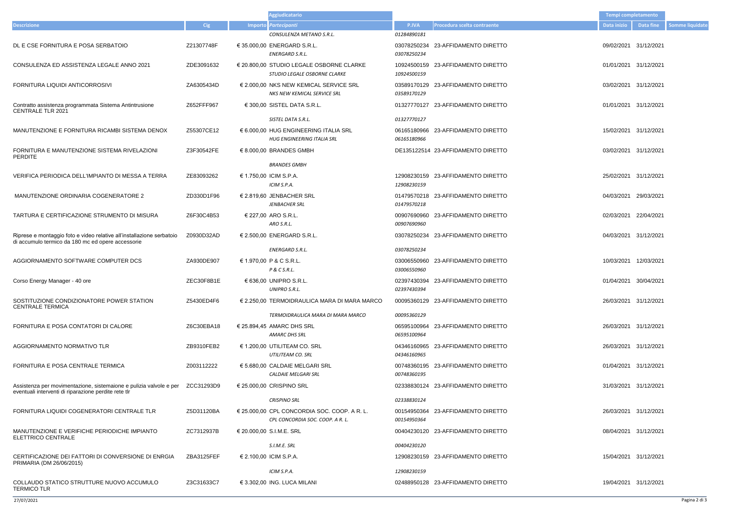| Descrizione | Cig | Importo | Aggiudicatario / *Partecipanti* | P.IVA | Procedura scelta contraente | Tempi completamento / Data inizio | Data fine | Somme liquidate |
|---|---|---|---|---|---|---|---|---|
| | | | *CONSULENZA METANO S.R.L.* | *01284890181* | | | | |
| DL E CSE FORNITURA E POSA SERBATOIO | Z21307748F | € 35.000,00 | ENERGARD S.R.L. | 03078250234 | 23-AFFIDAMENTO DIRETTO | 09/02/2021 | 31/12/2021 | |
| | | | *ENERGARD S.R.L.* | *03078250234* | | | | |
| CONSULENZA ED ASSISTENZA LEGALE ANNO 2021 | ZDE3091632 | € 20.800,00 | STUDIO LEGALE OSBORNE CLARKE | 10924500159 | 23-AFFIDAMENTO DIRETTO | 01/01/2021 | 31/12/2021 | |
| | | | *STUDIO LEGALE OSBORNE CLARKE* | *10924500159* | | | | |
| FORNITURA LIQUIDI ANTICORROSIVI | ZA6305434D | € 2.000,00 | NKS NEW KEMICAL SERVICE SRL | 03589170129 | 23-AFFIDAMENTO DIRETTO | 03/02/2021 | 31/12/2021 | |
| | | | *NKS NEW KEMICAL SERVICE SRL* | *03589170129* | | | | |
| Contratto assistenza programmata Sistema Antintrusione CENTRALE TLR 2021 | Z652FFF967 | € 300,00 | SISTEL DATA S.R.L. | 01327770127 | 23-AFFIDAMENTO DIRETTO | 01/01/2021 | 31/12/2021 | |
| | | | *SISTEL DATA S.R.L.* | *01327770127* | | | | |
| MANUTENZIONE E FORNITURA RICAMBI SISTEMA DENOX | Z55307CE12 | € 6.000,00 | HUG ENGINEERING ITALIA SRL | 06165180966 | 23-AFFIDAMENTO DIRETTO | 15/02/2021 | 31/12/2021 | |
| | | | *HUG ENGINEERING ITALIA SRL* | *06165180966* | | | | |
| FORNITURA E MANUTENZIONE SISTEMA RIVELAZIONI PERDITE | Z3F30542FE | € 8.000,00 | BRANDES GMBH | DE135122514 | 23-AFFIDAMENTO DIRETTO | 03/02/2021 | 31/12/2021 | |
| | | | *BRANDES GMBH* | | | | | |
| VERIFICA PERIODICA DELL'IMPIANTO DI MESSA A TERRA | ZE83093262 | € 1.750,00 | ICIM S.P.A. | 12908230159 | 23-AFFIDAMENTO DIRETTO | 25/02/2021 | 31/12/2021 | |
| | | | *ICIM S.P.A.* | *12908230159* | | | | |
| MANUTENZIONE ORDINARIA COGENERATORE 2 | ZD330D1F96 | € 2.819,60 | JENBACHER SRL | 01479570218 | 23-AFFIDAMENTO DIRETTO | 04/03/2021 | 29/03/2021 | |
| | | | *JENBACHER SRL* | *01479570218* | | | | |
| TARTURA E CERTIFICAZIONE STRUMENTO DI MISURA | Z6F30C4B53 | € 227,00 | ARO S.R.L. | 00907690960 | 23-AFFIDAMENTO DIRETTO | 02/03/2021 | 22/04/2021 | |
| | | | *ARO S.R.L.* | *00907690960* | | | | |
| Riprese e montaggio foto e video relative all'installazione serbatoio di accumulo termico da 180 mc ed opere accessorie | Z0930D32AD | € 2.500,00 | ENERGARD S.R.L. | 03078250234 | 23-AFFIDAMENTO DIRETTO | 04/03/2021 | 31/12/2021 | |
| | | | *ENERGARD S.R.L.* | *03078250234* | | | | |
| AGGIORNAMENTO SOFTWARE COMPUTER DCS | ZA930DE907 | € 1.970,00 | P & C S.R.L. | 03006550960 | 23-AFFIDAMENTO DIRETTO | 10/03/2021 | 12/03/2021 | |
| | | | *P & C S.R.L.* | *03006550960* | | | | |
| Corso Energy Manager - 40 ore | ZEC30F8B1E | € 636,00 | UNIPRO S.R.L. | 02397430394 | 23-AFFIDAMENTO DIRETTO | 01/04/2021 | 30/04/2021 | |
| | | | *UNIPRO S.R.L.* | *02397430394* | | | | |
| SOSTITUZIONE CONDIZIONATORE POWER STATION CENTRALE TERMICA | Z5430ED4F6 | € 2.250,00 | TERMOIDRAULICA MARA DI MARA MARCO | 00095360129 | 23-AFFIDAMENTO DIRETTO | 26/03/2021 | 31/12/2021 | |
| | | | *TERMOIDRAULICA MARA DI MARA MARCO* | *00095360129* | | | | |
| FORNITURA E POSA CONTATORI DI CALORE | Z6C30EBA18 | € 25.894,45 | AMARC DHS SRL | 06595100964 | 23-AFFIDAMENTO DIRETTO | 26/03/2021 | 31/12/2021 | |
| | | | *AMARC DHS SRL* | *06595100964* | | | | |
| AGGIORNAMENTO NORMATIVO TLR | ZB9310FEB2 | € 1.200,00 | UTILITEAM CO. SRL | 04346160965 | 23-AFFIDAMENTO DIRETTO | 26/03/2021 | 31/12/2021 | |
| | | | *UTILITEAM CO. SRL* | *04346160965* | | | | |
| FORNITURA E POSA CENTRALE TERMICA | Z003112222 | € 5.680,00 | CALDAIE MELGARI SRL | 00748360195 | 23-AFFIDAMENTO DIRETTO | 01/04/2021 | 31/12/2021 | |
| | | | *CALDAIE MELGARI SRL* | *00748360195* | | | | |
| Assistenza per movimentazione, sistemaione e pulizia valvole e per eventuali interventi di riparazione perdite rete tlr | ZCC31293D9 | € 25.000,00 | CRISPINO SRL | 02338830124 | 23-AFFIDAMENTO DIRETTO | 31/03/2021 | 31/12/2021 | |
| | | | *CRISPINO SRL* | *02338830124* | | | | |
| FORNITURA LIQUIDI COGENERATORI CENTRALE TLR | Z5D31120BA | € 25.000,00 | CPL CONCORDIA SOC. COOP. A R. L. | 00154950364 | 23-AFFIDAMENTO DIRETTO | 26/03/2021 | 31/12/2021 | |
| | | | *CPL CONCORDIA SOC. COOP. A R. L.* | *00154950364* | | | | |
| MANUTENZIONE E VERIFICHE PERIODICHE IMPIANTO ELETTRICO CENTRALE | ZC7312937B | € 20.000,00 | S.I.M.E. SRL | 00404230120 | 23-AFFIDAMENTO DIRETTO | 08/04/2021 | 31/12/2021 | |
| | | | *S.I.M.E. SRL* | *00404230120* | | | | |
| CERTIFICAZIONE DEI FATTORI DI CONVERSIONE DI ENRGIA PRIMARIA (DM 26/06/2015) | ZBA3125FEF | € 2.100,00 | ICIM S.P.A. | 12908230159 | 23-AFFIDAMENTO DIRETTO | 15/04/2021 | 31/12/2021 | |
| | | | *ICIM S.P.A.* | *12908230159* | | | | |
| COLLAUDO STATICO STRUTTURE NUOVO ACCUMULO TERMICO TLR | Z3C31633C7 | € 3.302,00 | ING. LUCA MILANI | 02488950128 | 23-AFFIDAMENTO DIRETTO | 19/04/2021 | 31/12/2021 | |

27/07/2021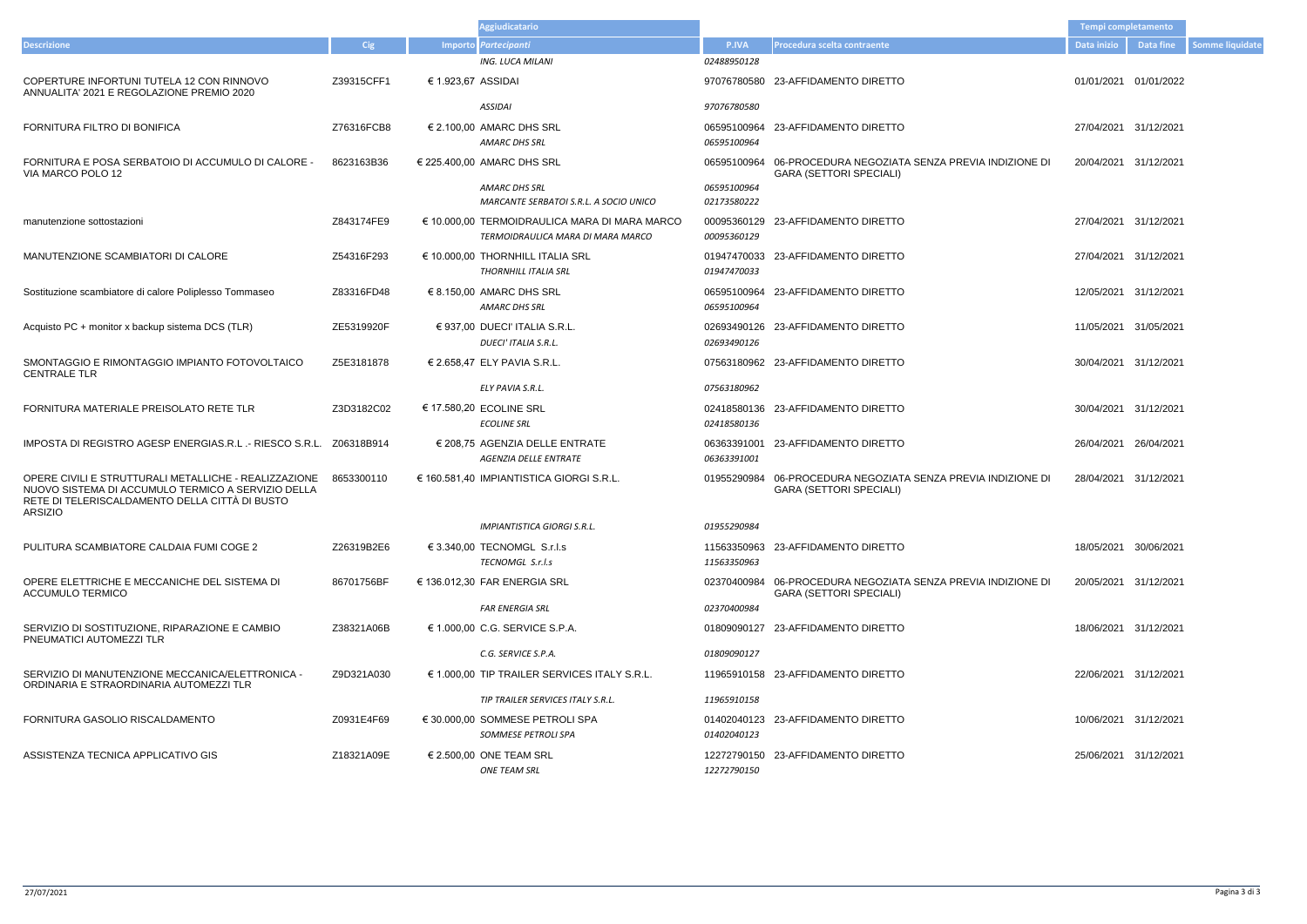| | | | Aggiudicatario | | | Tempi completamento | | |
|---|---|---|---|---|---|---|---|---|
| Descrizione | Cig | Importo | Partecipanti | P.IVA | Procedura scelta contraente | Data inizio | Data fine | Somme liquidate |
| | | | *ING. LUCA MILANI* | *02488950128* | | | | |
| COPERTURE INFORTUNI TUTELA 12 CON RINNOVO ANNUALITA' 2021 E REGOLAZIONE PREMIO 2020 | Z39315CFF1 | € 1.923,67 | ASSIDAI | 97076780580 | 23-AFFIDAMENTO DIRETTO | 01/01/2021 | 01/01/2022 | |
| | | | *ASSIDAI* | *97076780580* | | | | |
| FORNITURA FILTRO DI BONIFICA | Z76316FCB8 | € 2.100,00 | AMARC DHS SRL | 06595100964 | 23-AFFIDAMENTO DIRETTO | 27/04/2021 | 31/12/2021 | |
| | | | *AMARC DHS SRL* | *06595100964* | | | | |
| FORNITURA E POSA SERBATOIO DI ACCUMULO DI CALORE - VIA MARCO POLO 12 | 8623163B36 | € 225.400,00 | AMARC DHS SRL | 06595100964 | 06-PROCEDURA NEGOZIATA SENZA PREVIA INDIZIONE DI GARA (SETTORI SPECIALI) | 20/04/2021 | 31/12/2021 | |
| | | | *AMARC DHS SRL* | *06595100964* | | | | |
| | | | *MARCANTE SERBATOI S.R.L. A SOCIO UNICO* | *02173580222* | | | | |
| manutenzione sottostazioni | Z843174FE9 | € 10.000,00 | TERMOIDRAULICA MARA DI MARA MARCO | 00095360129 | 23-AFFIDAMENTO DIRETTO | 27/04/2021 | 31/12/2021 | |
| | | | *TERMOIDRAULICA MARA DI MARA MARCO* | *00095360129* | | | | |
| MANUTENZIONE SCAMBIATORI DI CALORE | Z54316F293 | € 10.000,00 | THORNHILL ITALIA SRL | 01947470033 | 23-AFFIDAMENTO DIRETTO | 27/04/2021 | 31/12/2021 | |
| | | | *THORNHILL ITALIA SRL* | *01947470033* | | | | |
| Sostituzione scambiatore di calore Poliplesso Tommaseo | Z83316FD48 | € 8.150,00 | AMARC DHS SRL | 06595100964 | 23-AFFIDAMENTO DIRETTO | 12/05/2021 | 31/12/2021 | |
| | | | *AMARC DHS SRL* | *06595100964* | | | | |
| Acquisto PC + monitor x backup sistema DCS (TLR) | ZE5319920F | € 937,00 | DUECI' ITALIA S.R.L. | 02693490126 | 23-AFFIDAMENTO DIRETTO | 11/05/2021 | 31/05/2021 | |
| | | | *DUECI' ITALIA S.R.L.* | *02693490126* | | | | |
| SMONTAGGIO E RIMONTAGGIO IMPIANTO FOTOVOLTAICO CENTRALE TLR | Z5E3181878 | € 2.658,47 | ELY PAVIA S.R.L. | 07563180962 | 23-AFFIDAMENTO DIRETTO | 30/04/2021 | 31/12/2021 | |
| | | | *ELY PAVIA S.R.L.* | *07563180962* | | | | |
| FORNITURA MATERIALE PREISOLATO RETE TLR | Z3D3182C02 | € 17.580,20 | ECOLINE SRL | 02418580136 | 23-AFFIDAMENTO DIRETTO | 30/04/2021 | 31/12/2021 | |
| | | | *ECOLINE SRL* | *02418580136* | | | | |
| IMPOSTA DI REGISTRO AGESP ENERGIAS.R.L .- RIESCO S.R.L. | Z06318B914 | € 208,75 | AGENZIA DELLE ENTRATE | 06363391001 | 23-AFFIDAMENTO DIRETTO | 26/04/2021 | 26/04/2021 | |
| | | | *AGENZIA DELLE ENTRATE* | *06363391001* | | | | |
| OPERE CIVILI E STRUTTURALI METALLICHE - REALIZZAZIONE NUOVO SISTEMA DI ACCUMULO TERMICO A SERVIZIO DELLA RETE DI TELERISCALDAMENTO DELLA CITTÀ DI BUSTO ARSIZIO | 8653300110 | € 160.581,40 | IMPIANTISTICA GIORGI S.R.L. | 01955290984 | 06-PROCEDURA NEGOZIATA SENZA PREVIA INDIZIONE DI GARA (SETTORI SPECIALI) | 28/04/2021 | 31/12/2021 | |
| | | | *IMPIANTISTICA GIORGI S.R.L.* | *01955290984* | | | | |
| PULITURA SCAMBIATORE CALDAIA FUMI COGE 2 | Z26319B2E6 | € 3.340,00 | TECNOMGL S.r.l.s | 11563350963 | 23-AFFIDAMENTO DIRETTO | 18/05/2021 | 30/06/2021 | |
| | | | *TECNOMGL S.r.l.s* | *11563350963* | | | | |
| OPERE ELETTRICHE E MECCANICHE DEL SISTEMA DI ACCUMULO TERMICO | 86701756BF | € 136.012,30 | FAR ENERGIA SRL | 02370400984 | 06-PROCEDURA NEGOZIATA SENZA PREVIA INDIZIONE DI GARA (SETTORI SPECIALI) | 20/05/2021 | 31/12/2021 | |
| | | | *FAR ENERGIA SRL* | *02370400984* | | | | |
| SERVIZIO DI SOSTITUZIONE, RIPARAZIONE E CAMBIO PNEUMATICI AUTOMEZZI TLR | Z38321A06B | € 1.000,00 | C.G. SERVICE S.P.A. | 01809090127 | 23-AFFIDAMENTO DIRETTO | 18/06/2021 | 31/12/2021 | |
| | | | *C.G. SERVICE S.P.A.* | *01809090127* | | | | |
| SERVIZIO DI MANUTENZIONE MECCANICA/ELETTRONICA - ORDINARIA E STRAORDINARIA AUTOMEZZI TLR | Z9D321A030 | € 1.000,00 | TIP TRAILER SERVICES ITALY S.R.L. | 11965910158 | 23-AFFIDAMENTO DIRETTO | 22/06/2021 | 31/12/2021 | |
| | | | *TIP TRAILER SERVICES ITALY S.R.L.* | *11965910158* | | | | |
| FORNITURA GASOLIO RISCALDAMENTO | Z0931E4F69 | € 30.000,00 | SOMMESE PETROLI SPA | 01402040123 | 23-AFFIDAMENTO DIRETTO | 10/06/2021 | 31/12/2021 | |
| | | | *SOMMESE PETROLI SPA* | *01402040123* | | | | |
| ASSISTENZA TECNICA APPLICATIVO GIS | Z18321A09E | € 2.500,00 | ONE TEAM SRL | 12272790150 | 23-AFFIDAMENTO DIRETTO | 25/06/2021 | 31/12/2021 | |
| | | | *ONE TEAM SRL* | *12272790150* | | | | |

27/07/2021